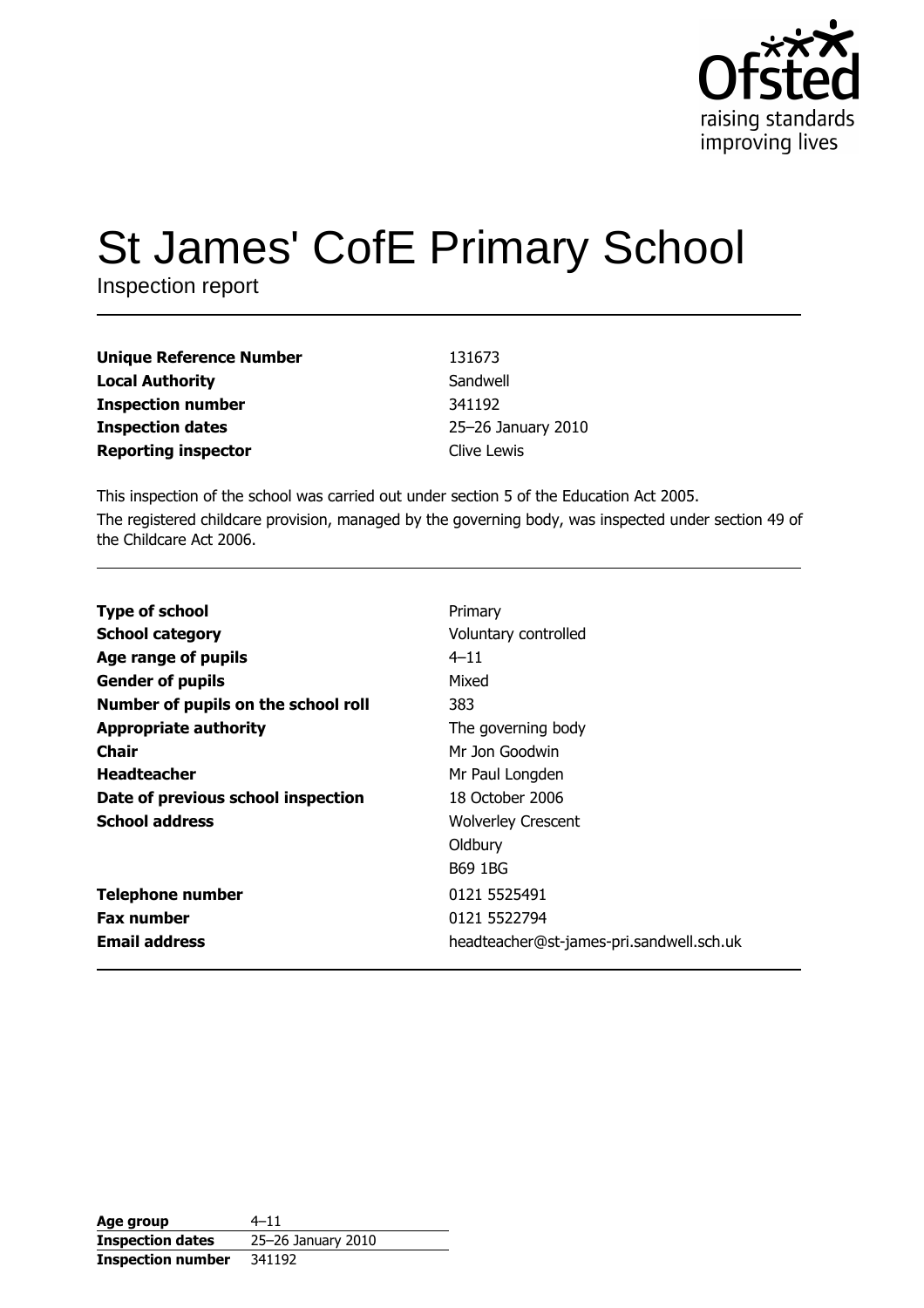Ofsted
raising standards
improving lives

# St James' CofE Primary School

Inspection report

| | |
|---|---|
| **Unique Reference Number** | 131673 |
| **Local Authority** | Sandwell |
| **Inspection number** | 341192 |
| **Inspection dates** | 25–26 January 2010 |
| **Reporting inspector** | Clive Lewis |

This inspection of the school was carried out under section 5 of the Education Act 2005.

The registered childcare provision, managed by the governing body, was inspected under section 49 of the Childcare Act 2006.

| | |
|---|---|
| **Type of school** | Primary |
| **School category** | Voluntary controlled |
| **Age range of pupils** | 4–11 |
| **Gender of pupils** | Mixed |
| **Number of pupils on the school roll** | 383 |
| **Appropriate authority** | The governing body |
| **Chair** | Mr Jon Goodwin |
| **Headteacher** | Mr Paul Longden |
| **Date of previous school inspection** | 18 October 2006 |
| **School address** | Wolverley Crescent<br>Oldbury<br>B69 1BG |
| **Telephone number** | 0121 5525491 |
| **Fax number** | 0121 5522794 |
| **Email address** | headteacher@st-james-pri.sandwell.sch.uk |

| | |
|---|---|
| **Age group** | 4–11 |
| **Inspection dates** | 25–26 January 2010 |
| **Inspection number** | 341192 |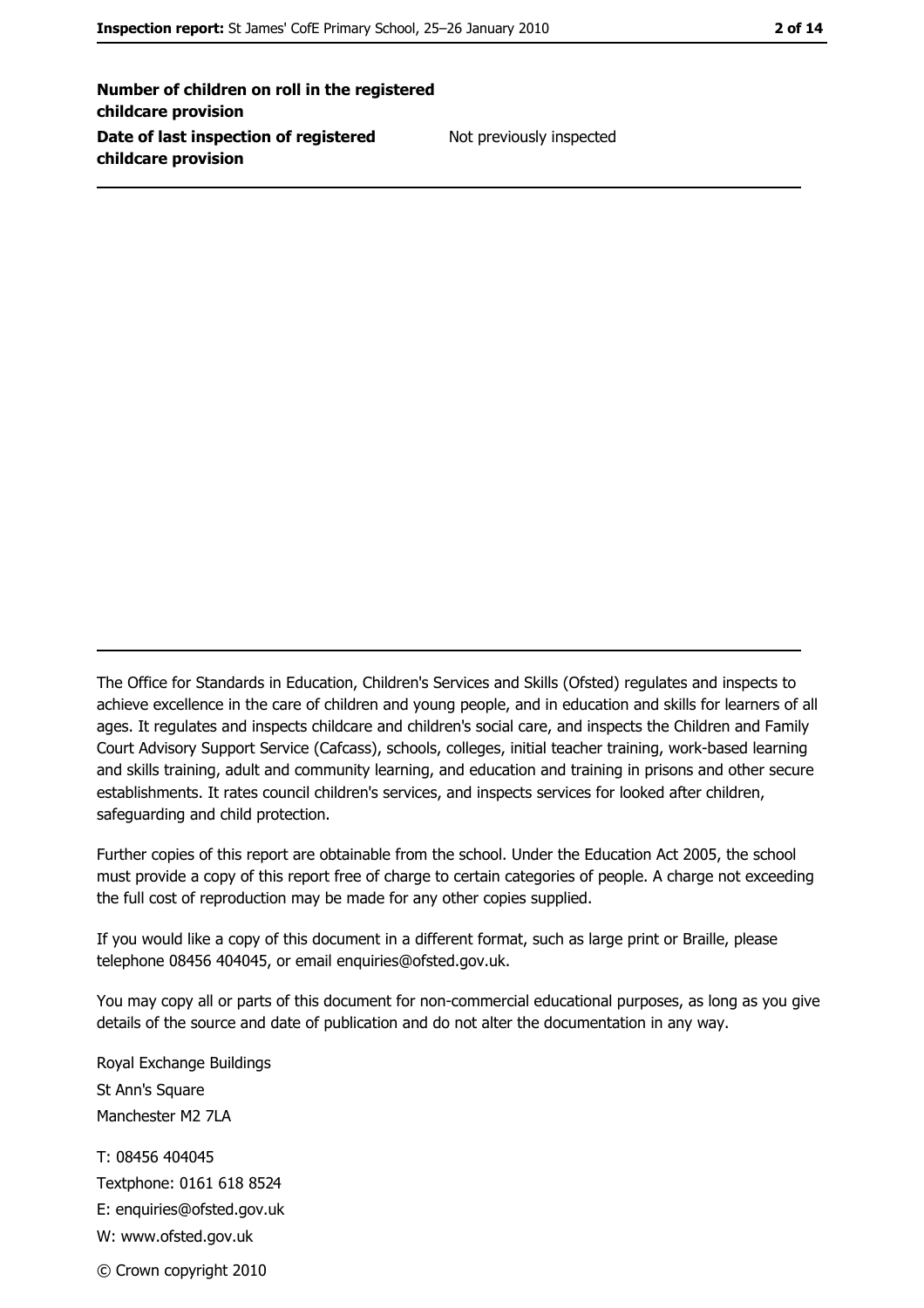| | |
|---|---|
| **Number of children on roll in the registered childcare provision** | |
| **Date of last inspection of registered childcare provision** | Not previously inspected |

The Office for Standards in Education, Children's Services and Skills (Ofsted) regulates and inspects to achieve excellence in the care of children and young people, and in education and skills for learners of all ages. It regulates and inspects childcare and children's social care, and inspects the Children and Family Court Advisory Support Service (Cafcass), schools, colleges, initial teacher training, work-based learning and skills training, adult and community learning, and education and training in prisons and other secure establishments. It rates council children's services, and inspects services for looked after children, safeguarding and child protection.

Further copies of this report are obtainable from the school. Under the Education Act 2005, the school must provide a copy of this report free of charge to certain categories of people. A charge not exceeding the full cost of reproduction may be made for any other copies supplied.

If you would like a copy of this document in a different format, such as large print or Braille, please telephone 08456 404045, or email enquiries@ofsted.gov.uk.

You may copy all or parts of this document for non-commercial educational purposes, as long as you give details of the source and date of publication and do not alter the documentation in any way.

Royal Exchange Buildings
St Ann's Square
Manchester M2 7LA

T: 08456 404045
Textphone: 0161 618 8524
E: enquiries@ofsted.gov.uk
W: www.ofsted.gov.uk

© Crown copyright 2010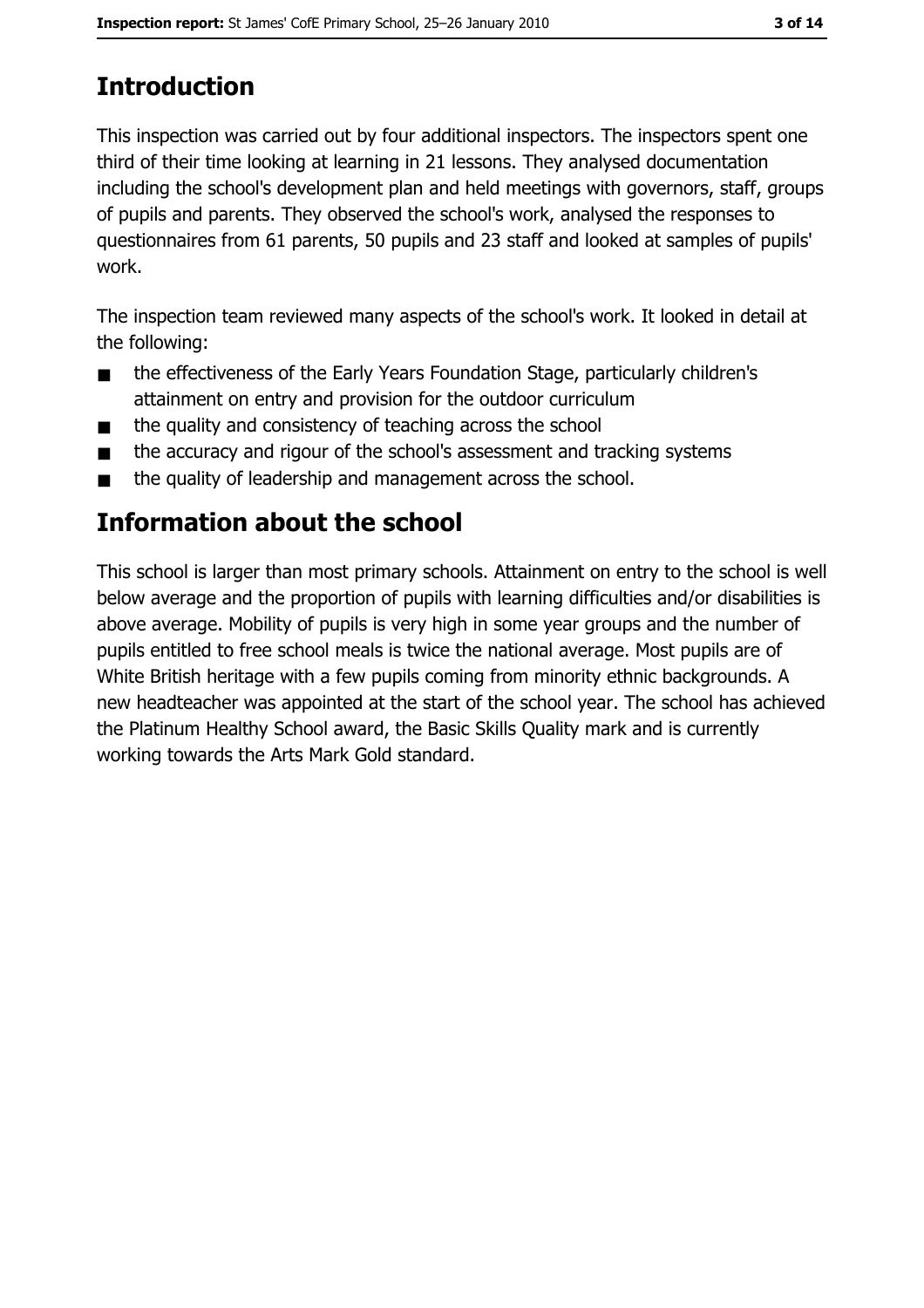## Introduction

This inspection was carried out by four additional inspectors. The inspectors spent one third of their time looking at learning in 21 lessons. They analysed documentation including the school's development plan and held meetings with governors, staff, groups of pupils and parents. They observed the school's work, analysed the responses to questionnaires from 61 parents, 50 pupils and 23 staff and looked at samples of pupils' work.

The inspection team reviewed many aspects of the school's work. It looked in detail at the following:

- the effectiveness of the Early Years Foundation Stage, particularly children's attainment on entry and provision for the outdoor curriculum
- the quality and consistency of teaching across the school
- the accuracy and rigour of the school's assessment and tracking systems
- the quality of leadership and management across the school.

## Information about the school

This school is larger than most primary schools. Attainment on entry to the school is well below average and the proportion of pupils with learning difficulties and/or disabilities is above average. Mobility of pupils is very high in some year groups and the number of pupils entitled to free school meals is twice the national average. Most pupils are of White British heritage with a few pupils coming from minority ethnic backgrounds. A new headteacher was appointed at the start of the school year. The school has achieved the Platinum Healthy School award, the Basic Skills Quality mark and is currently working towards the Arts Mark Gold standard.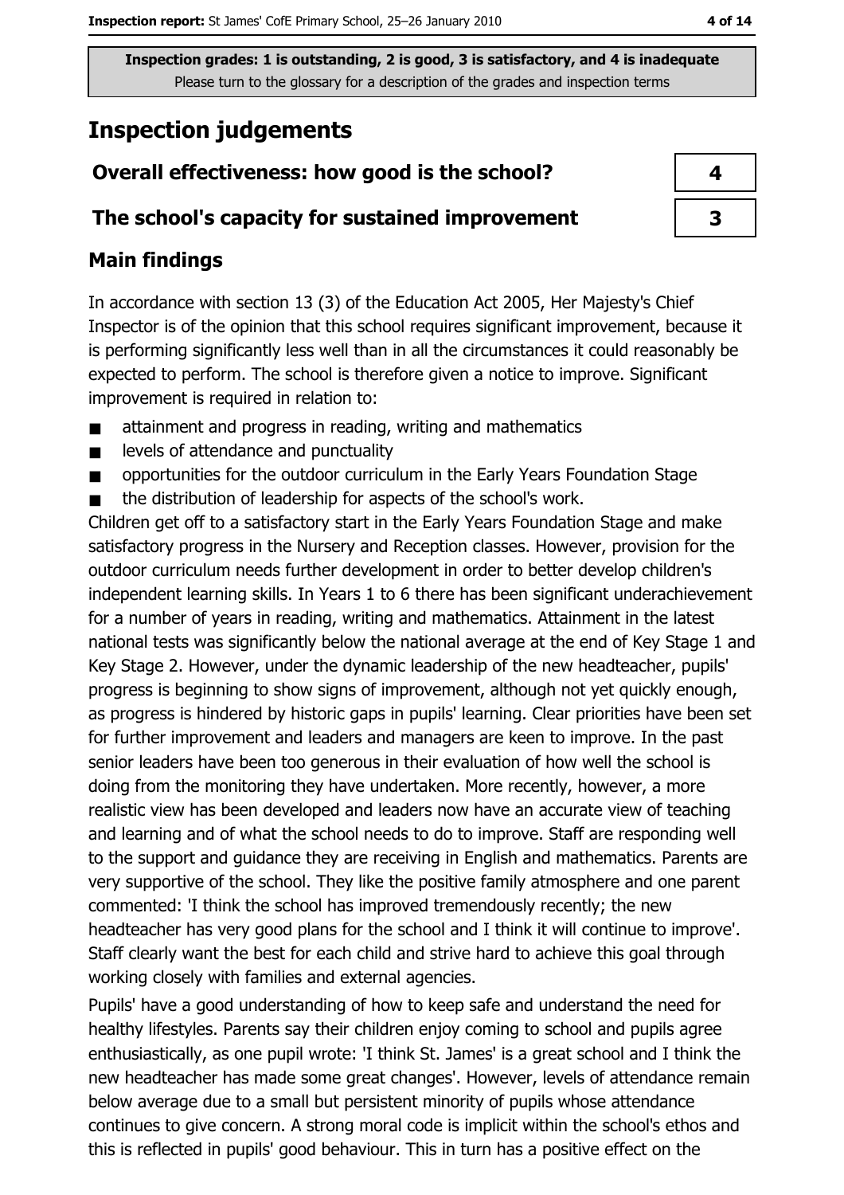Inspection grades: 1 is outstanding, 2 is good, 3 is satisfactory, and 4 is inadequate
Please turn to the glossary for a description of the grades and inspection terms

# Inspection judgements

| Overall effectiveness: how good is the school? | 4 |
|---|---|
| The school's capacity for sustained improvement | 3 |

## Main findings

In accordance with section 13 (3) of the Education Act 2005, Her Majesty's Chief Inspector is of the opinion that this school requires significant improvement, because it is performing significantly less well than in all the circumstances it could reasonably be expected to perform. The school is therefore given a notice to improve. Significant improvement is required in relation to:

- attainment and progress in reading, writing and mathematics
- levels of attendance and punctuality
- opportunities for the outdoor curriculum in the Early Years Foundation Stage
- the distribution of leadership for aspects of the school's work.

Children get off to a satisfactory start in the Early Years Foundation Stage and make satisfactory progress in the Nursery and Reception classes. However, provision for the outdoor curriculum needs further development in order to better develop children's independent learning skills. In Years 1 to 6 there has been significant underachievement for a number of years in reading, writing and mathematics. Attainment in the latest national tests was significantly below the national average at the end of Key Stage 1 and Key Stage 2. However, under the dynamic leadership of the new headteacher, pupils' progress is beginning to show signs of improvement, although not yet quickly enough, as progress is hindered by historic gaps in pupils' learning. Clear priorities have been set for further improvement and leaders and managers are keen to improve. In the past senior leaders have been too generous in their evaluation of how well the school is doing from the monitoring they have undertaken. More recently, however, a more realistic view has been developed and leaders now have an accurate view of teaching and learning and of what the school needs to do to improve. Staff are responding well to the support and guidance they are receiving in English and mathematics. Parents are very supportive of the school. They like the positive family atmosphere and one parent commented: 'I think the school has improved tremendously recently; the new headteacher has very good plans for the school and I think it will continue to improve'. Staff clearly want the best for each child and strive hard to achieve this goal through working closely with families and external agencies.

Pupils' have a good understanding of how to keep safe and understand the need for healthy lifestyles. Parents say their children enjoy coming to school and pupils agree enthusiastically, as one pupil wrote: 'I think St. James' is a great school and I think the new headteacher has made some great changes'. However, levels of attendance remain below average due to a small but persistent minority of pupils whose attendance continues to give concern. A strong moral code is implicit within the school's ethos and this is reflected in pupils' good behaviour. This in turn has a positive effect on the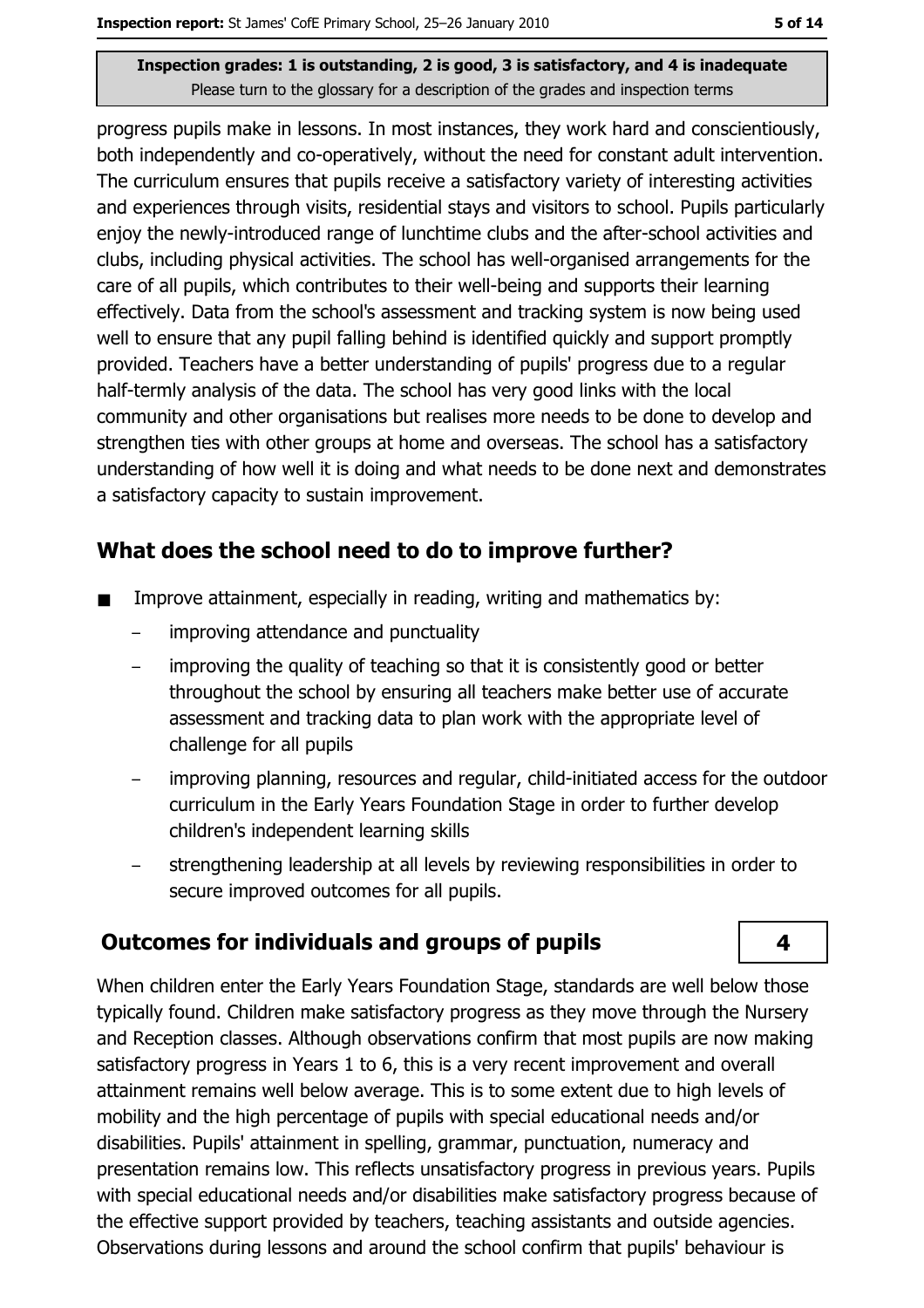progress pupils make in lessons. In most instances, they work hard and conscientiously, both independently and co-operatively, without the need for constant adult intervention. The curriculum ensures that pupils receive a satisfactory variety of interesting activities and experiences through visits, residential stays and visitors to school. Pupils particularly enjoy the newly-introduced range of lunchtime clubs and the after-school activities and clubs, including physical activities. The school has well-organised arrangements for the care of all pupils, which contributes to their well-being and supports their learning effectively. Data from the school's assessment and tracking system is now being used well to ensure that any pupil falling behind is identified quickly and support promptly provided. Teachers have a better understanding of pupils' progress due to a regular half-termly analysis of the data. The school has very good links with the local community and other organisations but realises more needs to be done to develop and strengthen ties with other groups at home and overseas. The school has a satisfactory understanding of how well it is doing and what needs to be done next and demonstrates a satisfactory capacity to sustain improvement.

## What does the school need to do to improve further?

- Improve attainment, especially in reading, writing and mathematics by:
  - improving attendance and punctuality
  - improving the quality of teaching so that it is consistently good or better throughout the school by ensuring all teachers make better use of accurate assessment and tracking data to plan work with the appropriate level of challenge for all pupils
  - improving planning, resources and regular, child-initiated access for the outdoor curriculum in the Early Years Foundation Stage in order to further develop children's independent learning skills
  - strengthening leadership at all levels by reviewing responsibilities in order to secure improved outcomes for all pupils.

## Outcomes for individuals and groups of pupils

**4**

When children enter the Early Years Foundation Stage, standards are well below those typically found. Children make satisfactory progress as they move through the Nursery and Reception classes. Although observations confirm that most pupils are now making satisfactory progress in Years 1 to 6, this is a very recent improvement and overall attainment remains well below average. This is to some extent due to high levels of mobility and the high percentage of pupils with special educational needs and/or disabilities. Pupils' attainment in spelling, grammar, punctuation, numeracy and presentation remains low. This reflects unsatisfactory progress in previous years. Pupils with special educational needs and/or disabilities make satisfactory progress because of the effective support provided by teachers, teaching assistants and outside agencies. Observations during lessons and around the school confirm that pupils' behaviour is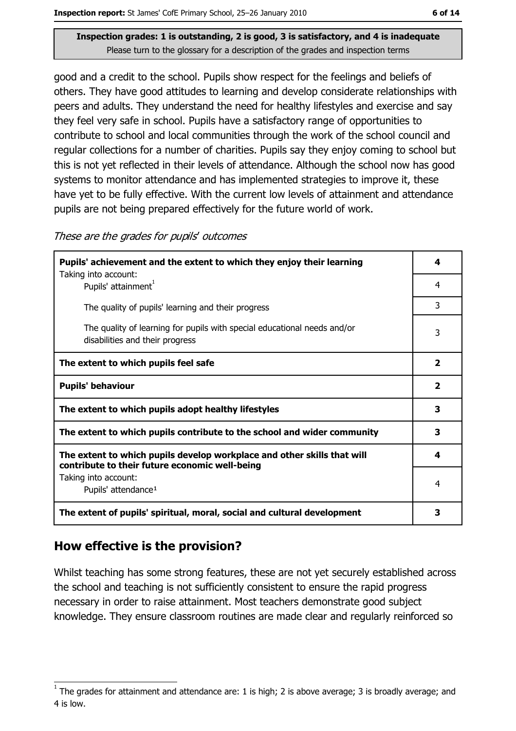**Inspection grades: 1 is outstanding, 2 is good, 3 is satisfactory, and 4 is inadequate**
Please turn to the glossary for a description of the grades and inspection terms

good and a credit to the school. Pupils show respect for the feelings and beliefs of others. They have good attitudes to learning and develop considerate relationships with peers and adults. They understand the need for healthy lifestyles and exercise and say they feel very safe in school. Pupils have a satisfactory range of opportunities to contribute to school and local communities through the work of the school council and regular collections for a number of charities. Pupils say they enjoy coming to school but this is not yet reflected in their levels of attendance. Although the school now has good systems to monitor attendance and has implemented strategies to improve it, these have yet to be fully effective. With the current low levels of attainment and attendance pupils are not being prepared effectively for the future world of work.

*These are the grades for pupils' outcomes*

| | |
|---|---|
| **Pupils' achievement and the extent to which they enjoy their learning** | **4** |
| Taking into account: Pupils' attainment[1] | 4 |
| The quality of pupils' learning and their progress | 3 |
| The quality of learning for pupils with special educational needs and/or disabilities and their progress | 3 |
| **The extent to which pupils feel safe** | **2** |
| **Pupils' behaviour** | **2** |
| **The extent to which pupils adopt healthy lifestyles** | **3** |
| **The extent to which pupils contribute to the school and wider community** | **3** |
| **The extent to which pupils develop workplace and other skills that will contribute to their future economic well-being** | **4** |
| Taking into account: Pupils' attendance[1] | 4 |
| **The extent of pupils' spiritual, moral, social and cultural development** | **3** |

## How effective is the provision?

Whilst teaching has some strong features, these are not yet securely established across the school and teaching is not sufficiently consistent to ensure the rapid progress necessary in order to raise attainment. Most teachers demonstrate good subject knowledge. They ensure classroom routines are made clear and regularly reinforced so

[1] The grades for attainment and attendance are: 1 is high; 2 is above average; 3 is broadly average; and 4 is low.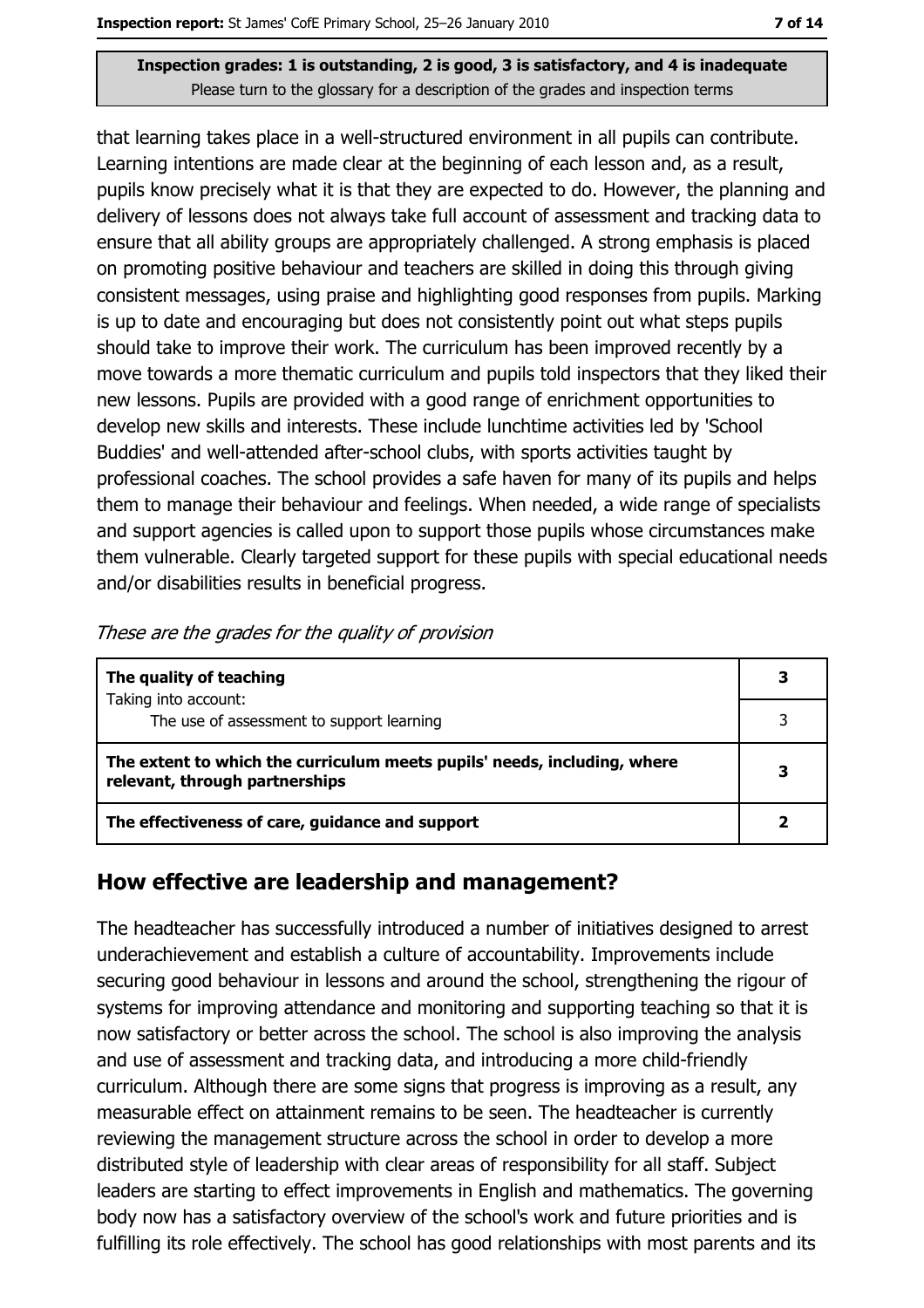**Inspection grades: 1 is outstanding, 2 is good, 3 is satisfactory, and 4 is inadequate**
Please turn to the glossary for a description of the grades and inspection terms

that learning takes place in a well-structured environment in all pupils can contribute. Learning intentions are made clear at the beginning of each lesson and, as a result, pupils know precisely what it is that they are expected to do. However, the planning and delivery of lessons does not always take full account of assessment and tracking data to ensure that all ability groups are appropriately challenged. A strong emphasis is placed on promoting positive behaviour and teachers are skilled in doing this through giving consistent messages, using praise and highlighting good responses from pupils. Marking is up to date and encouraging but does not consistently point out what steps pupils should take to improve their work. The curriculum has been improved recently by a move towards a more thematic curriculum and pupils told inspectors that they liked their new lessons. Pupils are provided with a good range of enrichment opportunities to develop new skills and interests. These include lunchtime activities led by 'School Buddies' and well-attended after-school clubs, with sports activities taught by professional coaches. The school provides a safe haven for many of its pupils and helps them to manage their behaviour and feelings. When needed, a wide range of specialists and support agencies is called upon to support those pupils whose circumstances make them vulnerable. Clearly targeted support for these pupils with special educational needs and/or disabilities results in beneficial progress.

*These are the grades for the quality of provision*

| | |
|---|---|
| **The quality of teaching**<br>Taking into account: | **3** |
| The use of assessment to support learning | 3 |
| **The extent to which the curriculum meets pupils' needs, including, where relevant, through partnerships** | **3** |
| **The effectiveness of care, guidance and support** | **2** |

## How effective are leadership and management?

The headteacher has successfully introduced a number of initiatives designed to arrest underachievement and establish a culture of accountability. Improvements include securing good behaviour in lessons and around the school, strengthening the rigour of systems for improving attendance and monitoring and supporting teaching so that it is now satisfactory or better across the school. The school is also improving the analysis and use of assessment and tracking data, and introducing a more child-friendly curriculum. Although there are some signs that progress is improving as a result, any measurable effect on attainment remains to be seen. The headteacher is currently reviewing the management structure across the school in order to develop a more distributed style of leadership with clear areas of responsibility for all staff. Subject leaders are starting to effect improvements in English and mathematics. The governing body now has a satisfactory overview of the school's work and future priorities and is fulfilling its role effectively. The school has good relationships with most parents and its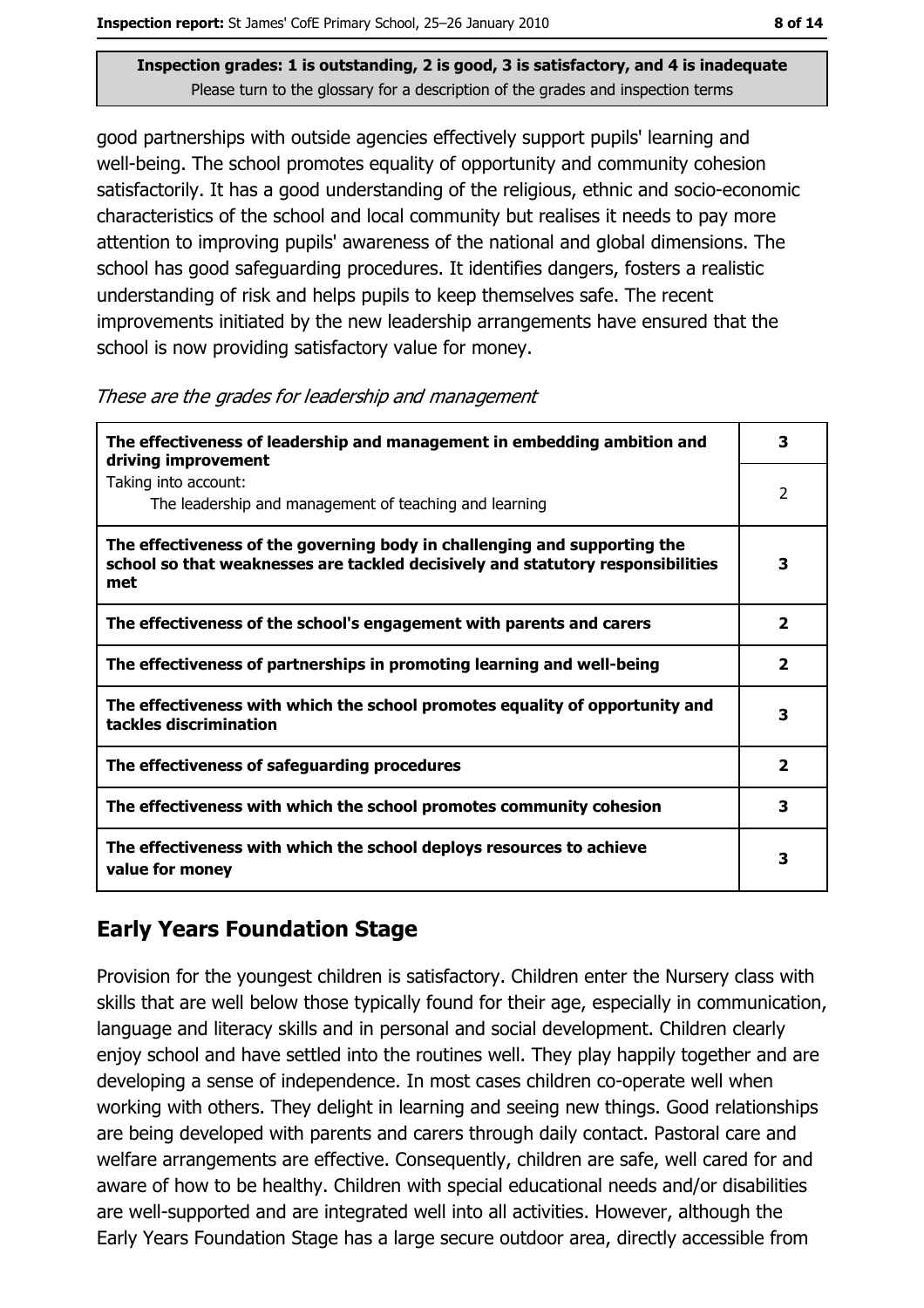Inspection grades: 1 is outstanding, 2 is good, 3 is satisfactory, and 4 is inadequate
Please turn to the glossary for a description of the grades and inspection terms

good partnerships with outside agencies effectively support pupils' learning and well-being. The school promotes equality of opportunity and community cohesion satisfactorily. It has a good understanding of the religious, ethnic and socio-economic characteristics of the school and local community but realises it needs to pay more attention to improving pupils' awareness of the national and global dimensions. The school has good safeguarding procedures. It identifies dangers, fosters a realistic understanding of risk and helps pupils to keep themselves safe. The recent improvements initiated by the new leadership arrangements have ensured that the school is now providing satisfactory value for money.

*These are the grades for leadership and management*

| | |
|---|---|
| **The effectiveness of leadership and management in embedding ambition and driving improvement** | **3** |
| Taking into account: The leadership and management of teaching and learning | 2 |
| **The effectiveness of the governing body in challenging and supporting the school so that weaknesses are tackled decisively and statutory responsibilities met** | **3** |
| **The effectiveness of the school's engagement with parents and carers** | **2** |
| **The effectiveness of partnerships in promoting learning and well-being** | **2** |
| **The effectiveness with which the school promotes equality of opportunity and tackles discrimination** | **3** |
| **The effectiveness of safeguarding procedures** | **2** |
| **The effectiveness with which the school promotes community cohesion** | **3** |
| **The effectiveness with which the school deploys resources to achieve value for money** | **3** |

## Early Years Foundation Stage

Provision for the youngest children is satisfactory. Children enter the Nursery class with skills that are well below those typically found for their age, especially in communication, language and literacy skills and in personal and social development. Children clearly enjoy school and have settled into the routines well. They play happily together and are developing a sense of independence. In most cases children co-operate well when working with others. They delight in learning and seeing new things. Good relationships are being developed with parents and carers through daily contact. Pastoral care and welfare arrangements are effective. Consequently, children are safe, well cared for and aware of how to be healthy. Children with special educational needs and/or disabilities are well-supported and are integrated well into all activities. However, although the Early Years Foundation Stage has a large secure outdoor area, directly accessible from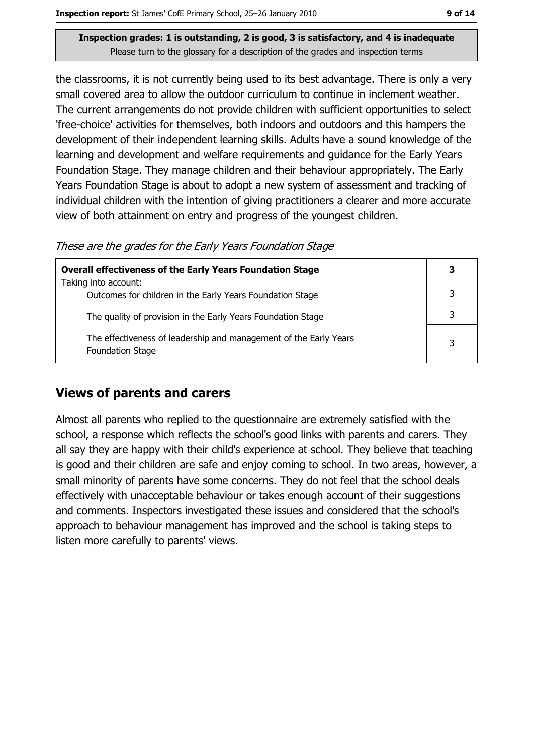**Inspection grades: 1 is outstanding, 2 is good, 3 is satisfactory, and 4 is inadequate**
Please turn to the glossary for a description of the grades and inspection terms

the classrooms, it is not currently being used to its best advantage. There is only a very small covered area to allow the outdoor curriculum to continue in inclement weather. The current arrangements do not provide children with sufficient opportunities to select 'free-choice' activities for themselves, both indoors and outdoors and this hampers the development of their independent learning skills. Adults have a sound knowledge of the learning and development and welfare requirements and guidance for the Early Years Foundation Stage. They manage children and their behaviour appropriately. The Early Years Foundation Stage is about to adopt a new system of assessment and tracking of individual children with the intention of giving practitioners a clearer and more accurate view of both attainment on entry and progress of the youngest children.

*These are the grades for the Early Years Foundation Stage*

| **Overall effectiveness of the Early Years Foundation Stage**<br>Taking into account: | **3** |
|---|---|
| Outcomes for children in the Early Years Foundation Stage | 3 |
| The quality of provision in the Early Years Foundation Stage | 3 |
| The effectiveness of leadership and management of the Early Years Foundation Stage | 3 |

## Views of parents and carers

Almost all parents who replied to the questionnaire are extremely satisfied with the school, a response which reflects the school's good links with parents and carers. They all say they are happy with their child's experience at school. They believe that teaching is good and their children are safe and enjoy coming to school. In two areas, however, a small minority of parents have some concerns. They do not feel that the school deals effectively with unacceptable behaviour or takes enough account of their suggestions and comments. Inspectors investigated these issues and considered that the school's approach to behaviour management has improved and the school is taking steps to listen more carefully to parents' views.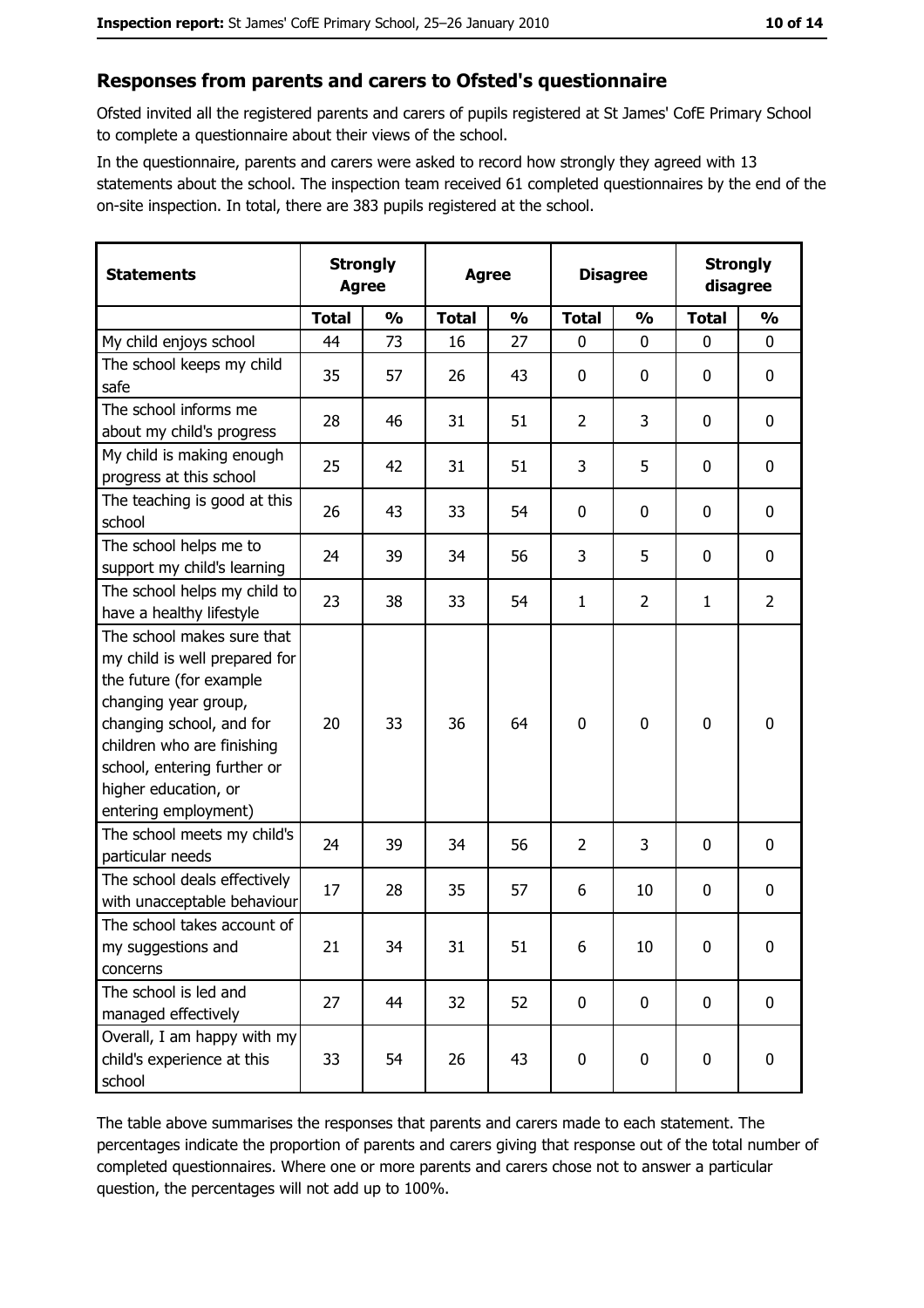## Responses from parents and carers to Ofsted's questionnaire

Ofsted invited all the registered parents and carers of pupils registered at St James' CofE Primary School to complete a questionnaire about their views of the school.

In the questionnaire, parents and carers were asked to record how strongly they agreed with 13 statements about the school. The inspection team received 61 completed questionnaires by the end of the on-site inspection. In total, there are 383 pupils registered at the school.

| Statements | Strongly Agree | | Agree | | Disagree | | Strongly disagree | |
|---|---|---|---|---|---|---|---|---|
| | Total | % | Total | % | Total | % | Total | % |
| My child enjoys school | 44 | 73 | 16 | 27 | 0 | 0 | 0 | 0 |
| The school keeps my child safe | 35 | 57 | 26 | 43 | 0 | 0 | 0 | 0 |
| The school informs me about my child's progress | 28 | 46 | 31 | 51 | 2 | 3 | 0 | 0 |
| My child is making enough progress at this school | 25 | 42 | 31 | 51 | 3 | 5 | 0 | 0 |
| The teaching is good at this school | 26 | 43 | 33 | 54 | 0 | 0 | 0 | 0 |
| The school helps me to support my child's learning | 24 | 39 | 34 | 56 | 3 | 5 | 0 | 0 |
| The school helps my child to have a healthy lifestyle | 23 | 38 | 33 | 54 | 1 | 2 | 1 | 2 |
| The school makes sure that my child is well prepared for the future (for example changing year group, changing school, and for children who are finishing school, entering further or higher education, or entering employment) | 20 | 33 | 36 | 64 | 0 | 0 | 0 | 0 |
| The school meets my child's particular needs | 24 | 39 | 34 | 56 | 2 | 3 | 0 | 0 |
| The school deals effectively with unacceptable behaviour | 17 | 28 | 35 | 57 | 6 | 10 | 0 | 0 |
| The school takes account of my suggestions and concerns | 21 | 34 | 31 | 51 | 6 | 10 | 0 | 0 |
| The school is led and managed effectively | 27 | 44 | 32 | 52 | 0 | 0 | 0 | 0 |
| Overall, I am happy with my child's experience at this school | 33 | 54 | 26 | 43 | 0 | 0 | 0 | 0 |

The table above summarises the responses that parents and carers made to each statement. The percentages indicate the proportion of parents and carers giving that response out of the total number of completed questionnaires. Where one or more parents and carers chose not to answer a particular question, the percentages will not add up to 100%.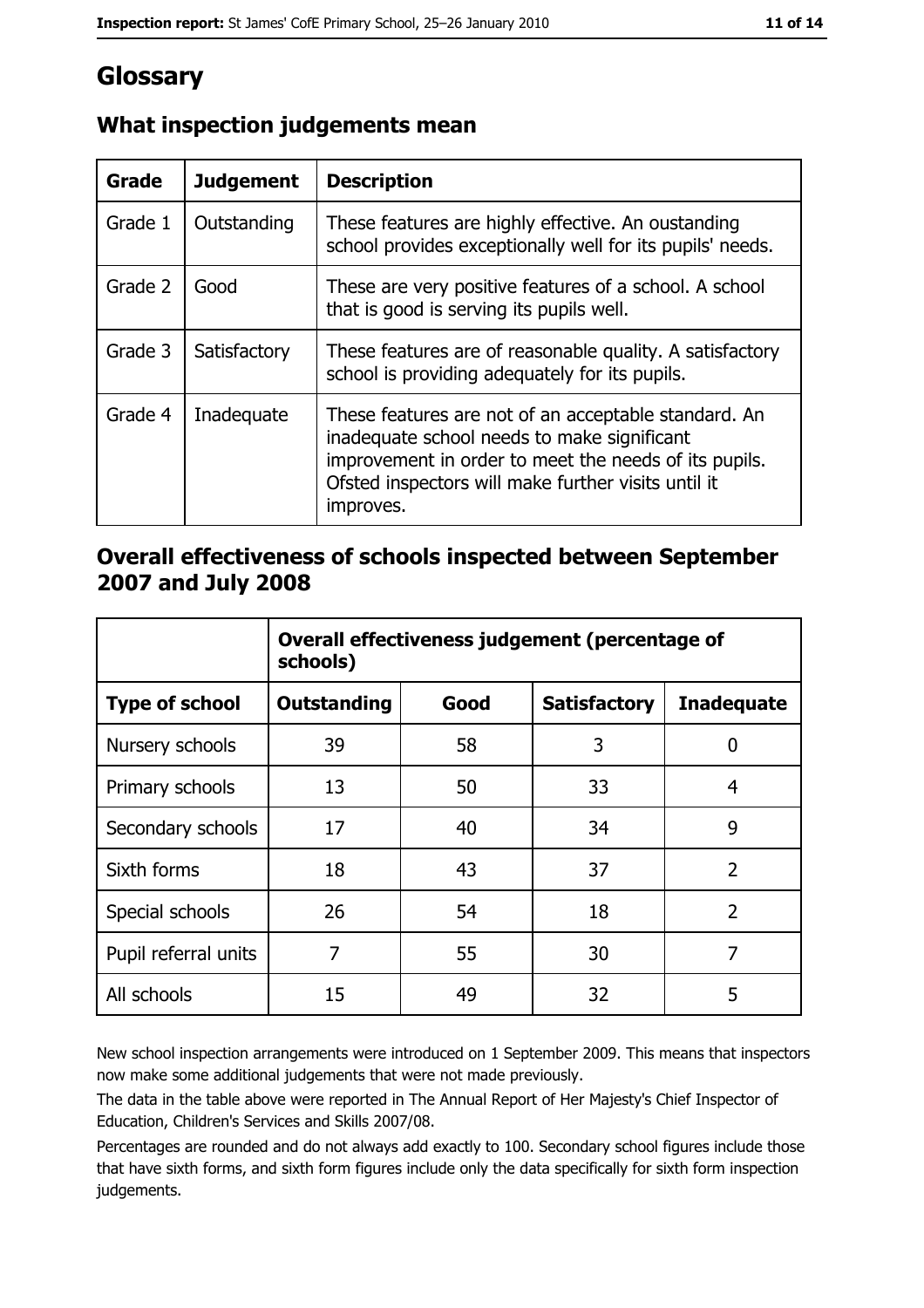# Glossary

## What inspection judgements mean

| Grade | Judgement | Description |
| --- | --- | --- |
| Grade 1 | Outstanding | These features are highly effective. An oustanding school provides exceptionally well for its pupils' needs. |
| Grade 2 | Good | These are very positive features of a school. A school that is good is serving its pupils well. |
| Grade 3 | Satisfactory | These features are of reasonable quality. A satisfactory school is providing adequately for its pupils. |
| Grade 4 | Inadequate | These features are not of an acceptable standard. An inadequate school needs to make significant improvement in order to meet the needs of its pupils. Ofsted inspectors will make further visits until it improves. |

## Overall effectiveness of schools inspected between September 2007 and July 2008

| | Overall effectiveness judgement (percentage of schools) | | | |
| --- | --- | --- | --- | --- |
| **Type of school** | **Outstanding** | **Good** | **Satisfactory** | **Inadequate** |
| Nursery schools | 39 | 58 | 3 | 0 |
| Primary schools | 13 | 50 | 33 | 4 |
| Secondary schools | 17 | 40 | 34 | 9 |
| Sixth forms | 18 | 43 | 37 | 2 |
| Special schools | 26 | 54 | 18 | 2 |
| Pupil referral units | 7 | 55 | 30 | 7 |
| All schools | 15 | 49 | 32 | 5 |

New school inspection arrangements were introduced on 1 September 2009. This means that inspectors now make some additional judgements that were not made previously.

The data in the table above were reported in The Annual Report of Her Majesty's Chief Inspector of Education, Children's Services and Skills 2007/08.

Percentages are rounded and do not always add exactly to 100. Secondary school figures include those that have sixth forms, and sixth form figures include only the data specifically for sixth form inspection judgements.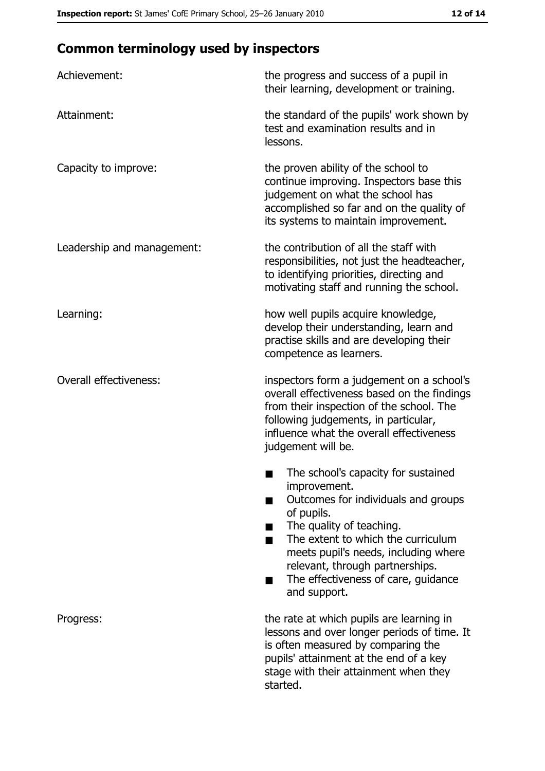## Common terminology used by inspectors

**Achievement:** the progress and success of a pupil in their learning, development or training.

**Attainment:** the standard of the pupils' work shown by test and examination results and in lessons.

**Capacity to improve:** the proven ability of the school to continue improving. Inspectors base this judgement on what the school has accomplished so far and on the quality of its systems to maintain improvement.

**Leadership and management:** the contribution of all the staff with responsibilities, not just the headteacher, to identifying priorities, directing and motivating staff and running the school.

**Learning:** how well pupils acquire knowledge, develop their understanding, learn and practise skills and are developing their competence as learners.

**Overall effectiveness:** inspectors form a judgement on a school's overall effectiveness based on the findings from their inspection of the school. The following judgements, in particular, influence what the overall effectiveness judgement will be.

- The school's capacity for sustained improvement.
- Outcomes for individuals and groups of pupils.
- The quality of teaching.
- The extent to which the curriculum meets pupil's needs, including where relevant, through partnerships.
- The effectiveness of care, guidance and support.

**Progress:** the rate at which pupils are learning in lessons and over longer periods of time. It is often measured by comparing the pupils' attainment at the end of a key stage with their attainment when they started.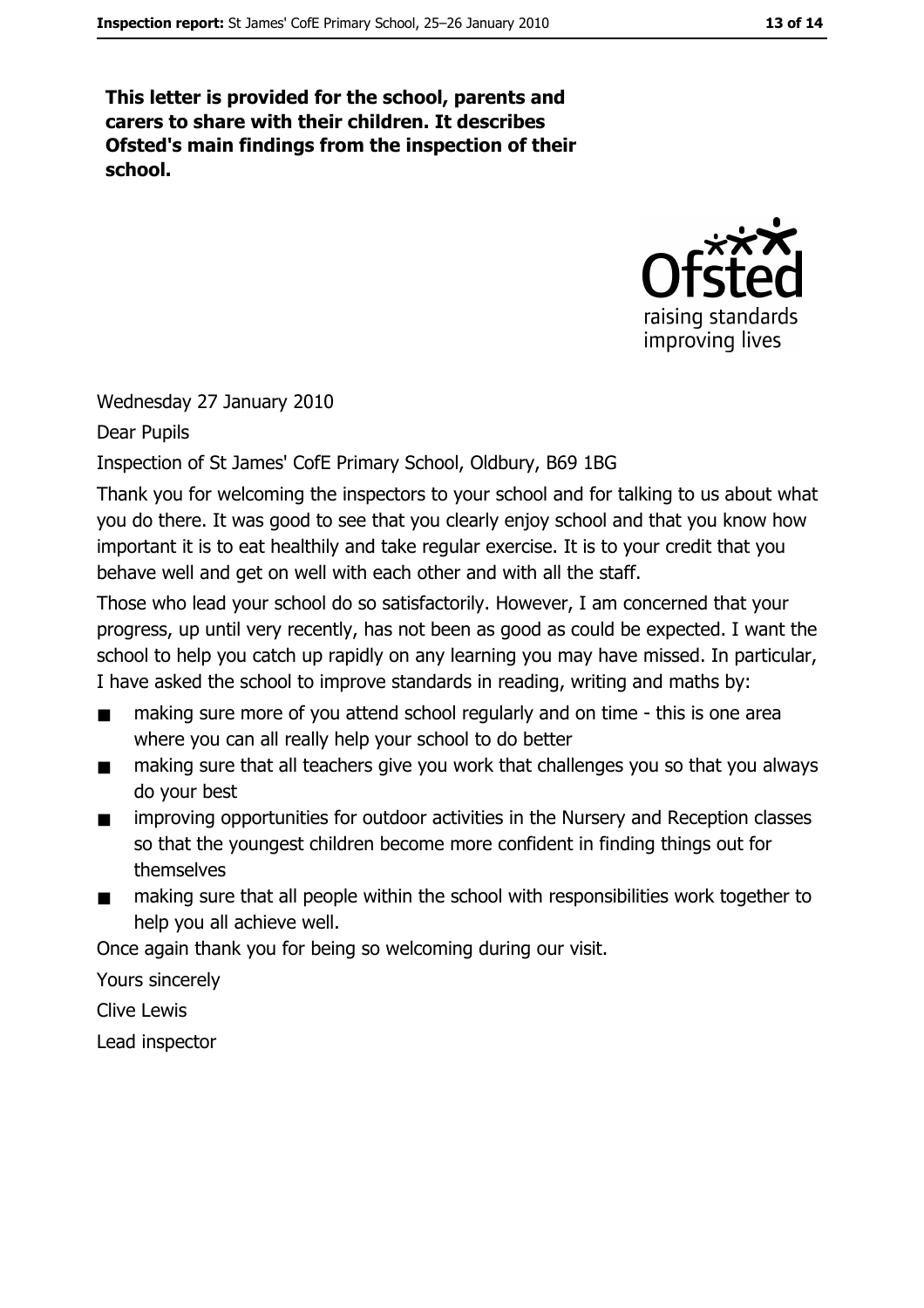**This letter is provided for the school, parents and carers to share with their children. It describes Ofsted's main findings from the inspection of their school.**

Wednesday 27 January 2010

Dear Pupils

Inspection of St James' CofE Primary School, Oldbury, B69 1BG

Thank you for welcoming the inspectors to your school and for talking to us about what you do there. It was good to see that you clearly enjoy school and that you know how important it is to eat healthily and take regular exercise. It is to your credit that you behave well and get on well with each other and with all the staff.

Those who lead your school do so satisfactorily. However, I am concerned that your progress, up until very recently, has not been as good as could be expected. I want the school to help you catch up rapidly on any learning you may have missed. In particular, I have asked the school to improve standards in reading, writing and maths by:

- making sure more of you attend school regularly and on time - this is one area where you can all really help your school to do better
- making sure that all teachers give you work that challenges you so that you always do your best
- improving opportunities for outdoor activities in the Nursery and Reception classes so that the youngest children become more confident in finding things out for themselves
- making sure that all people within the school with responsibilities work together to help you all achieve well.

Once again thank you for being so welcoming during our visit.

Yours sincerely

Clive Lewis

Lead inspector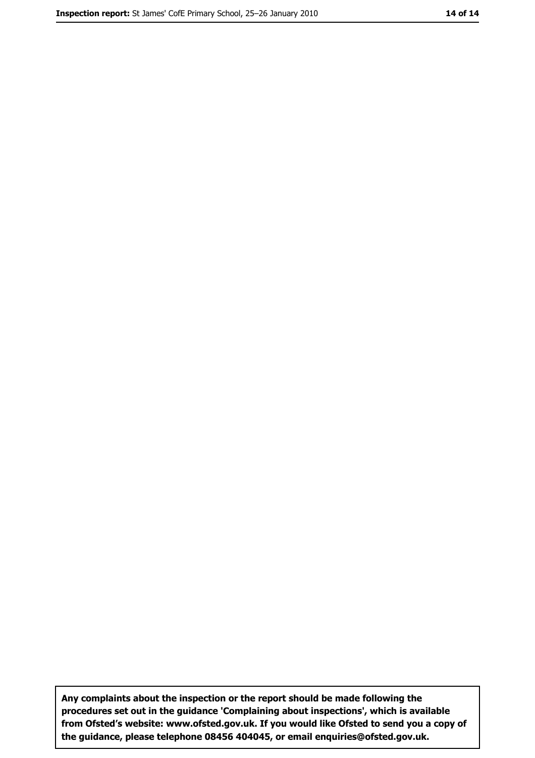**Any complaints about the inspection or the report should be made following the procedures set out in the guidance 'Complaining about inspections', which is available from Ofsted's website: www.ofsted.gov.uk. If you would like Ofsted to send you a copy of the guidance, please telephone 08456 404045, or email enquiries@ofsted.gov.uk.**